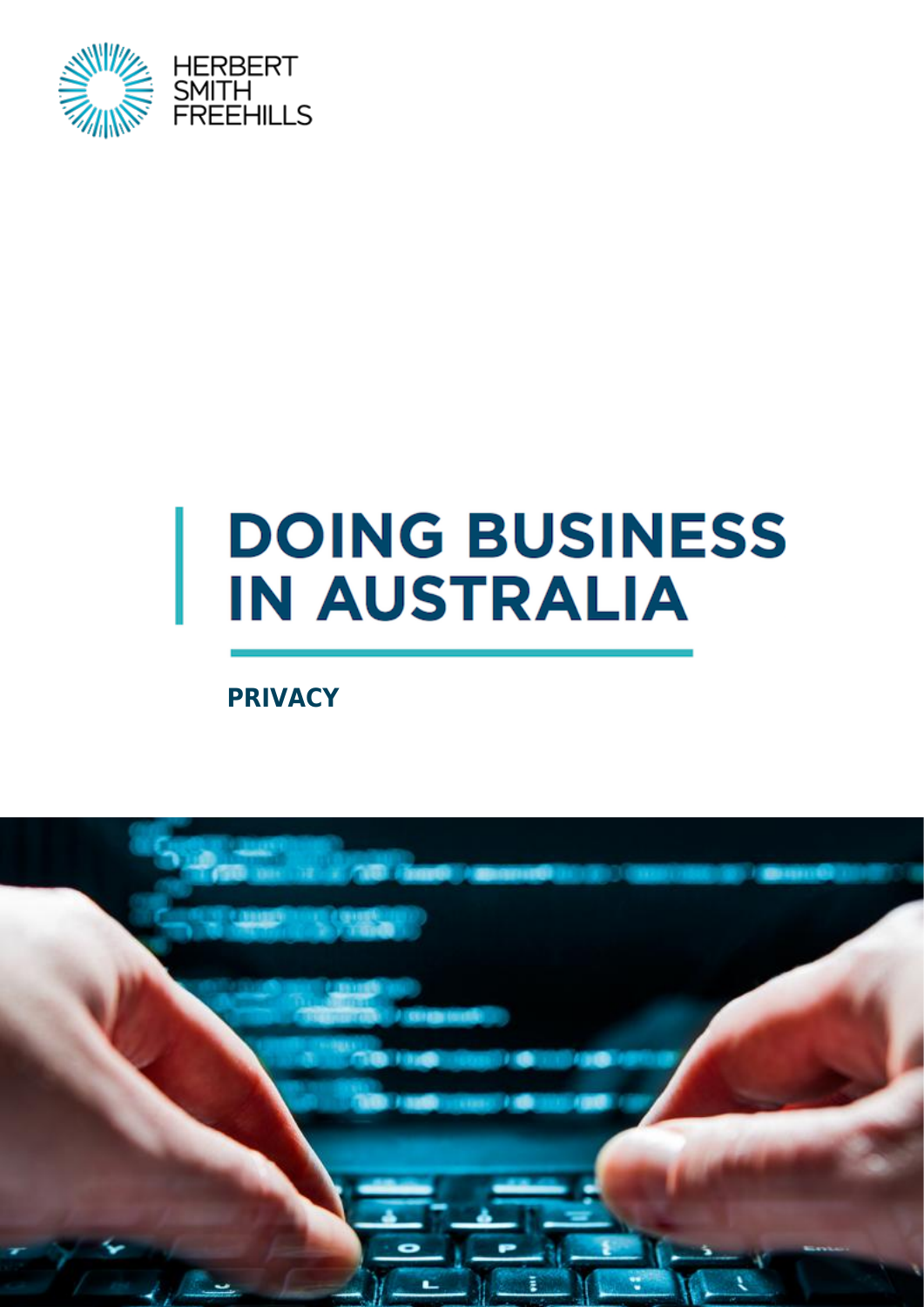HERBERT SMITH FREEHILLS

# DOING BUSINESS IN AUSTRALIA

## PRIVACY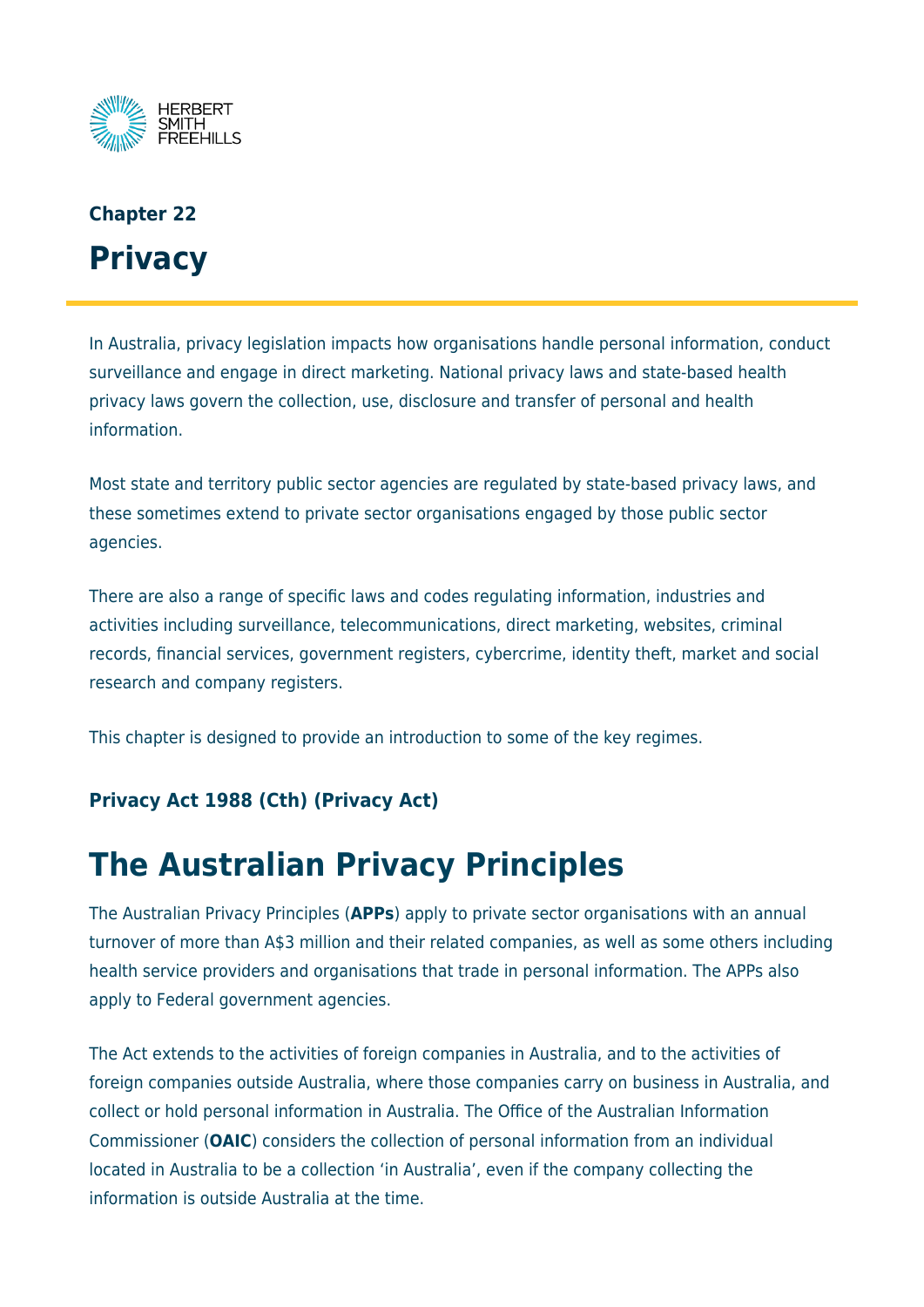## Chapter 22

# Privacy

In Australia, privacy legislation impacts how organisations handle personal information, conduct surveillance and engage in direct marketing. National privacy laws and state-based health privacy laws govern the collection, use, disclosure and transfer of personal and health information.

Most state and territory public sector agencies are regulated by state-based privacy laws, and these sometimes extend to private sector organisations engaged by those public sector agencies.

There are also a range of specific laws and codes regulating information, industries and activities including surveillance, telecommunications, direct marketing, websites, criminal records, financial services, government registers, cybercrime, identity theft, market and social research and company registers.

This chapter is designed to provide an introduction to some of the key regimes.

### Privacy Act 1988 (Cth) (Privacy Act)

# The Australian Privacy Principles

The Australian Privacy Principles (**APPs**) apply to private sector organisations with an annual turnover of more than A$3 million and their related companies, as well as some others including health service providers and organisations that trade in personal information. The APPs also apply to Federal government agencies.

The Act extends to the activities of foreign companies in Australia, and to the activities of foreign companies outside Australia, where those companies carry on business in Australia, and collect or hold personal information in Australia. The Office of the Australian Information Commissioner (**OAIC**) considers the collection of personal information from an individual located in Australia to be a collection 'in Australia', even if the company collecting the information is outside Australia at the time.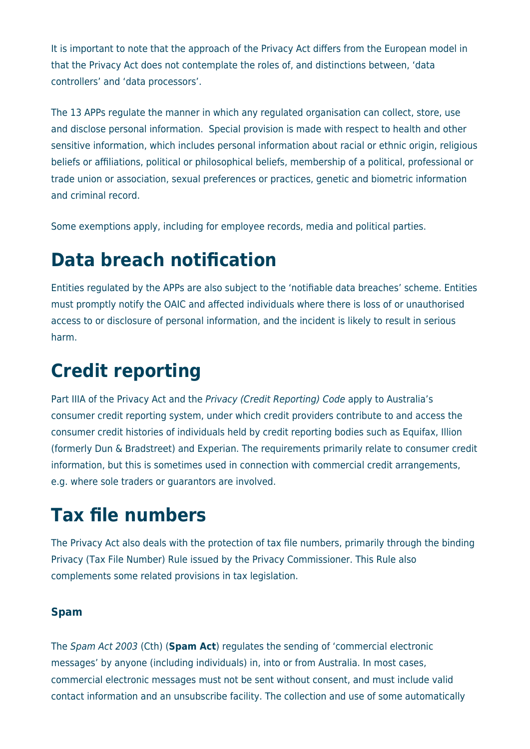It is important to note that the approach of the Privacy Act differs from the European model in that the Privacy Act does not contemplate the roles of, and distinctions between, 'data controllers' and 'data processors'.

The 13 APPs regulate the manner in which any regulated organisation can collect, store, use and disclose personal information.  Special provision is made with respect to health and other sensitive information, which includes personal information about racial or ethnic origin, religious beliefs or affiliations, political or philosophical beliefs, membership of a political, professional or trade union or association, sexual preferences or practices, genetic and biometric information and criminal record.

Some exemptions apply, including for employee records, media and political parties.

# Data breach notification

Entities regulated by the APPs are also subject to the 'notifiable data breaches' scheme. Entities must promptly notify the OAIC and affected individuals where there is loss of or unauthorised access to or disclosure of personal information, and the incident is likely to result in serious harm.

# Credit reporting

Part IIIA of the Privacy Act and the *Privacy (Credit Reporting) Code* apply to Australia's consumer credit reporting system, under which credit providers contribute to and access the consumer credit histories of individuals held by credit reporting bodies such as Equifax, Illion (formerly Dun & Bradstreet) and Experian. The requirements primarily relate to consumer credit information, but this is sometimes used in connection with commercial credit arrangements, e.g. where sole traders or guarantors are involved.

# Tax file numbers

The Privacy Act also deals with the protection of tax file numbers, primarily through the binding Privacy (Tax File Number) Rule issued by the Privacy Commissioner. This Rule also complements some related provisions in tax legislation.

### Spam

The *Spam Act 2003* (Cth) (**Spam Act**) regulates the sending of 'commercial electronic messages' by anyone (including individuals) in, into or from Australia. In most cases, commercial electronic messages must not be sent without consent, and must include valid contact information and an unsubscribe facility. The collection and use of some automatically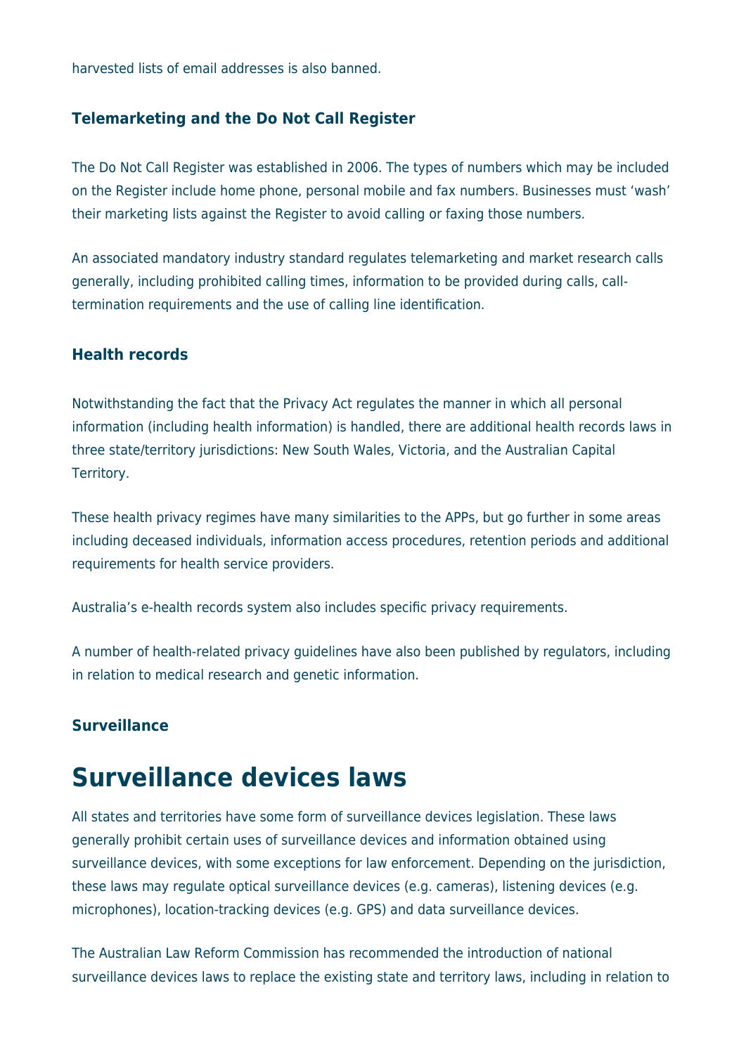harvested lists of email addresses is also banned.

### Telemarketing and the Do Not Call Register

The Do Not Call Register was established in 2006. The types of numbers which may be included on the Register include home phone, personal mobile and fax numbers. Businesses must 'wash' their marketing lists against the Register to avoid calling or faxing those numbers.

An associated mandatory industry standard regulates telemarketing and market research calls generally, including prohibited calling times, information to be provided during calls, call-termination requirements and the use of calling line identification.

### Health records

Notwithstanding the fact that the Privacy Act regulates the manner in which all personal information (including health information) is handled, there are additional health records laws in three state/territory jurisdictions: New South Wales, Victoria, and the Australian Capital Territory.

These health privacy regimes have many similarities to the APPs, but go further in some areas including deceased individuals, information access procedures, retention periods and additional requirements for health service providers.

Australia's e-health records system also includes specific privacy requirements.

A number of health-related privacy guidelines have also been published by regulators, including in relation to medical research and genetic information.

### Surveillance

# Surveillance devices laws

All states and territories have some form of surveillance devices legislation. These laws generally prohibit certain uses of surveillance devices and information obtained using surveillance devices, with some exceptions for law enforcement. Depending on the jurisdiction, these laws may regulate optical surveillance devices (e.g. cameras), listening devices (e.g. microphones), location-tracking devices (e.g. GPS) and data surveillance devices.

The Australian Law Reform Commission has recommended the introduction of national surveillance devices laws to replace the existing state and territory laws, including in relation to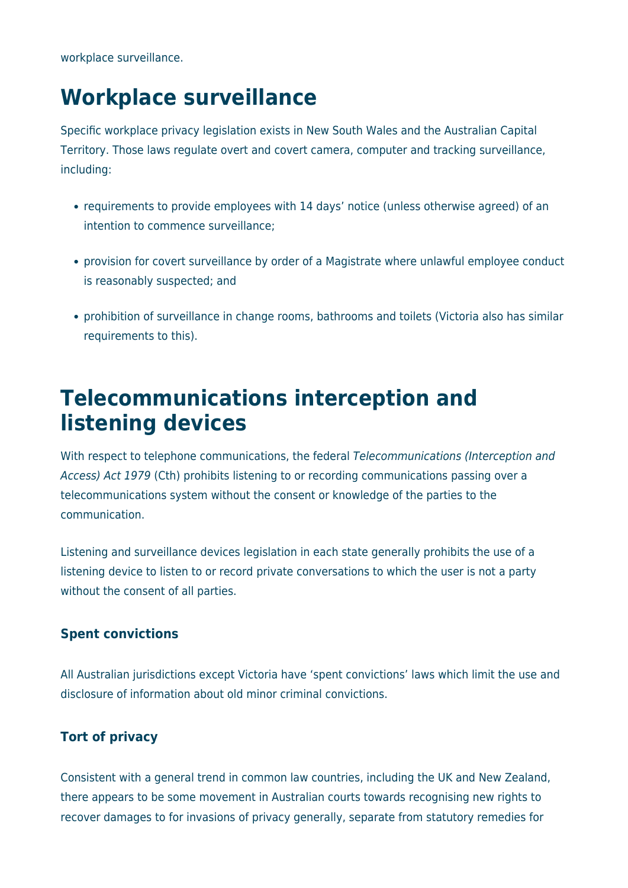workplace surveillance.

# Workplace surveillance

Specific workplace privacy legislation exists in New South Wales and the Australian Capital Territory. Those laws regulate overt and covert camera, computer and tracking surveillance, including:

- requirements to provide employees with 14 days' notice (unless otherwise agreed) of an intention to commence surveillance;
- provision for covert surveillance by order of a Magistrate where unlawful employee conduct is reasonably suspected; and
- prohibition of surveillance in change rooms, bathrooms and toilets (Victoria also has similar requirements to this).

# Telecommunications interception and listening devices

With respect to telephone communications, the federal *Telecommunications (Interception and Access) Act 1979* (Cth) prohibits listening to or recording communications passing over a telecommunications system without the consent or knowledge of the parties to the communication.

Listening and surveillance devices legislation in each state generally prohibits the use of a listening device to listen to or record private conversations to which the user is not a party without the consent of all parties.

### Spent convictions

All Australian jurisdictions except Victoria have 'spent convictions' laws which limit the use and disclosure of information about old minor criminal convictions.

### Tort of privacy

Consistent with a general trend in common law countries, including the UK and New Zealand, there appears to be some movement in Australian courts towards recognising new rights to recover damages to for invasions of privacy generally, separate from statutory remedies for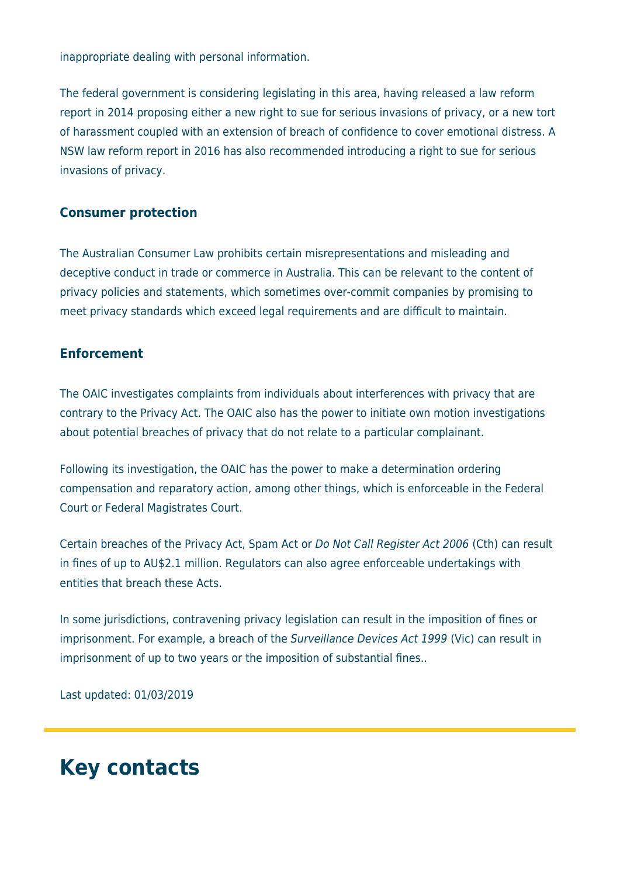inappropriate dealing with personal information.

The federal government is considering legislating in this area, having released a law reform report in 2014 proposing either a new right to sue for serious invasions of privacy, or a new tort of harassment coupled with an extension of breach of confidence to cover emotional distress. A NSW law reform report in 2016 has also recommended introducing a right to sue for serious invasions of privacy.

### Consumer protection

The Australian Consumer Law prohibits certain misrepresentations and misleading and deceptive conduct in trade or commerce in Australia. This can be relevant to the content of privacy policies and statements, which sometimes over-commit companies by promising to meet privacy standards which exceed legal requirements and are difficult to maintain.

### Enforcement

The OAIC investigates complaints from individuals about interferences with privacy that are contrary to the Privacy Act. The OAIC also has the power to initiate own motion investigations about potential breaches of privacy that do not relate to a particular complainant.

Following its investigation, the OAIC has the power to make a determination ordering compensation and reparatory action, among other things, which is enforceable in the Federal Court or Federal Magistrates Court.

Certain breaches of the Privacy Act, Spam Act or *Do Not Call Register Act 2006* (Cth) can result in fines of up to AU$2.1 million. Regulators can also agree enforceable undertakings with entities that breach these Acts.

In some jurisdictions, contravening privacy legislation can result in the imposition of fines or imprisonment. For example, a breach of the *Surveillance Devices Act 1999* (Vic) can result in imprisonment of up to two years or the imposition of substantial fines..

Last updated: 01/03/2019

## Key contacts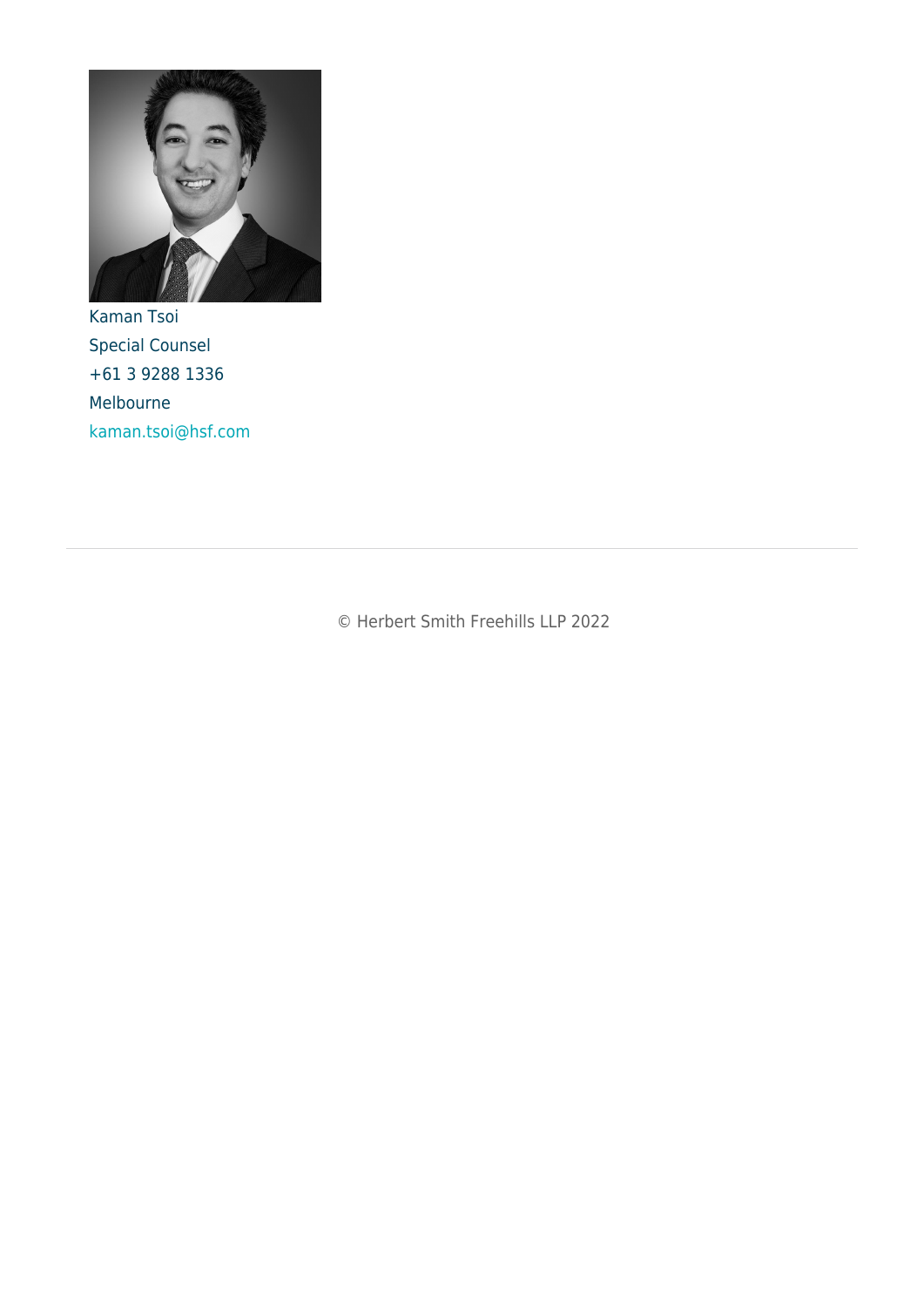Kaman Tsoi
Special Counsel
+61 3 9288 1336
Melbourne
kaman.tsoi@hsf.com

© Herbert Smith Freehills LLP 2022